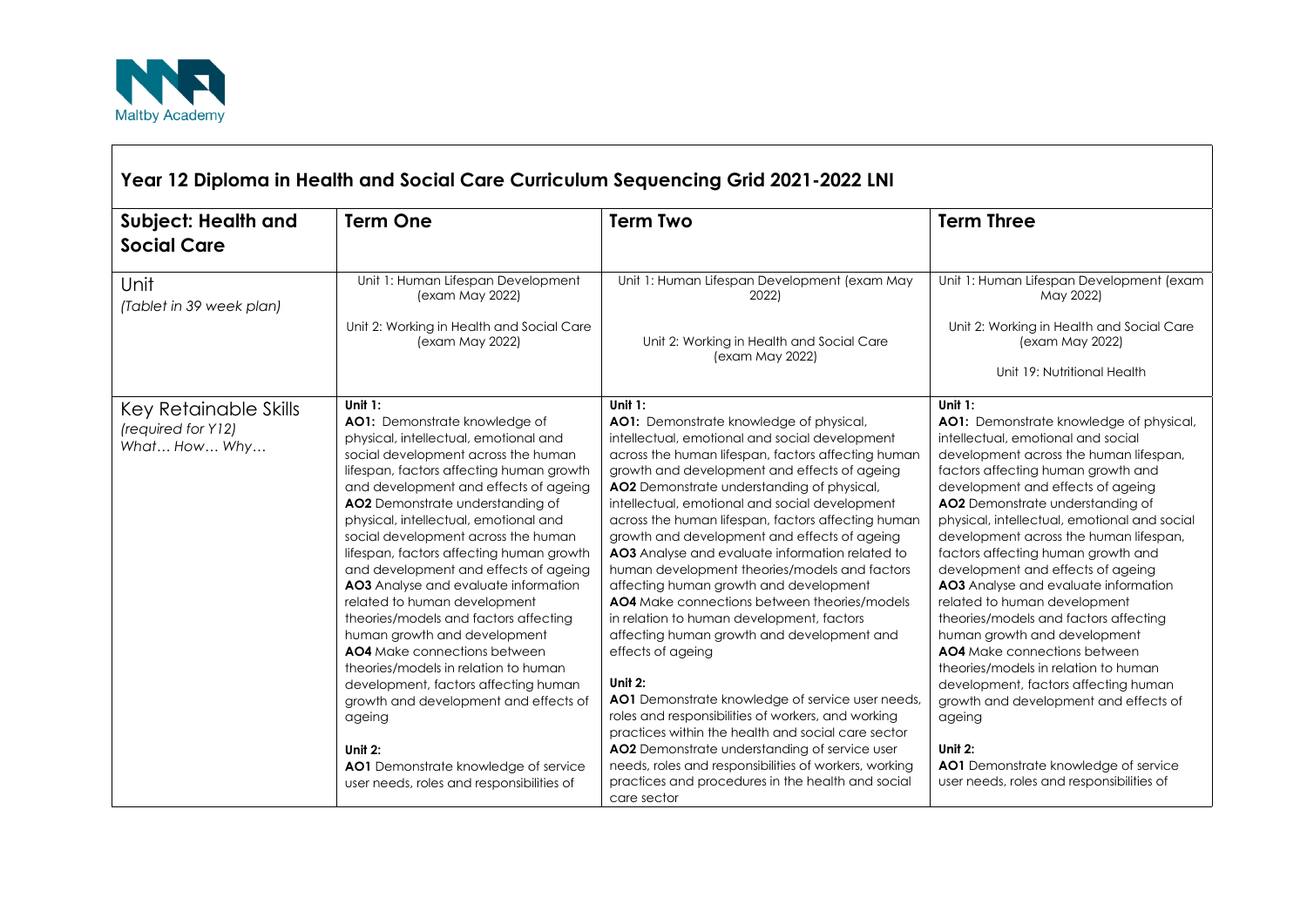Maltby Academy

## Year 12 Diploma in Health and Social Care Curriculum Sequencing Grid 2021-2022 LNI

| **Subject: Health and Social Care** | **Term One** | **Term Two** | **Term Three** |
|---|---|---|---|
| Unit *(Tablet in 39 week plan)* | Unit 1: Human Lifespan Development (exam May 2022)<br><br>Unit 2: Working in Health and Social Care (exam May 2022) | Unit 1: Human Lifespan Development (exam May 2022)<br><br>Unit 2: Working in Health and Social Care (exam May 2022) | Unit 1: Human Lifespan Development (exam May 2022)<br><br>Unit 2: Working in Health and Social Care (exam May 2022)<br><br>Unit 19: Nutritional Health |
| Key Retainable Skills *(required for Y12)* *What… How… Why…* | **Unit 1:**<br>**AO1:** Demonstrate knowledge of physical, intellectual, emotional and social development across the human lifespan, factors affecting human growth and development and effects of ageing<br>**AO2** Demonstrate understanding of physical, intellectual, emotional and social development across the human lifespan, factors affecting human growth and development and effects of ageing<br>**AO3** Analyse and evaluate information related to human development theories/models and factors affecting human growth and development<br>**AO4** Make connections between theories/models in relation to human development, factors affecting human growth and development and effects of ageing<br><br>**Unit 2:**<br>**AO1** Demonstrate knowledge of service user needs, roles and responsibilities of | **Unit 1:**<br>**AO1:** Demonstrate knowledge of physical, intellectual, emotional and social development across the human lifespan, factors affecting human growth and development and effects of ageing<br>**AO2** Demonstrate understanding of physical, intellectual, emotional and social development across the human lifespan, factors affecting human growth and development and effects of ageing<br>**AO3** Analyse and evaluate information related to human development theories/models and factors affecting human growth and development<br>**AO4** Make connections between theories/models in relation to human development, factors affecting human growth and development and effects of ageing<br><br>**Unit 2:**<br>**AO1** Demonstrate knowledge of service user needs, roles and responsibilities of workers, and working practices within the health and social care sector<br>**AO2** Demonstrate understanding of service user needs, roles and responsibilities of workers, working practices and procedures in the health and social care sector | **Unit 1:**<br>**AO1:** Demonstrate knowledge of physical, intellectual, emotional and social development across the human lifespan, factors affecting human growth and development and effects of ageing<br>**AO2** Demonstrate understanding of physical, intellectual, emotional and social development across the human lifespan, factors affecting human growth and development and effects of ageing<br>**AO3** Analyse and evaluate information related to human development theories/models and factors affecting human growth and development<br>**AO4** Make connections between theories/models in relation to human development, factors affecting human growth and development and effects of ageing<br><br>**Unit 2:**<br>**AO1** Demonstrate knowledge of service user needs, roles and responsibilities of |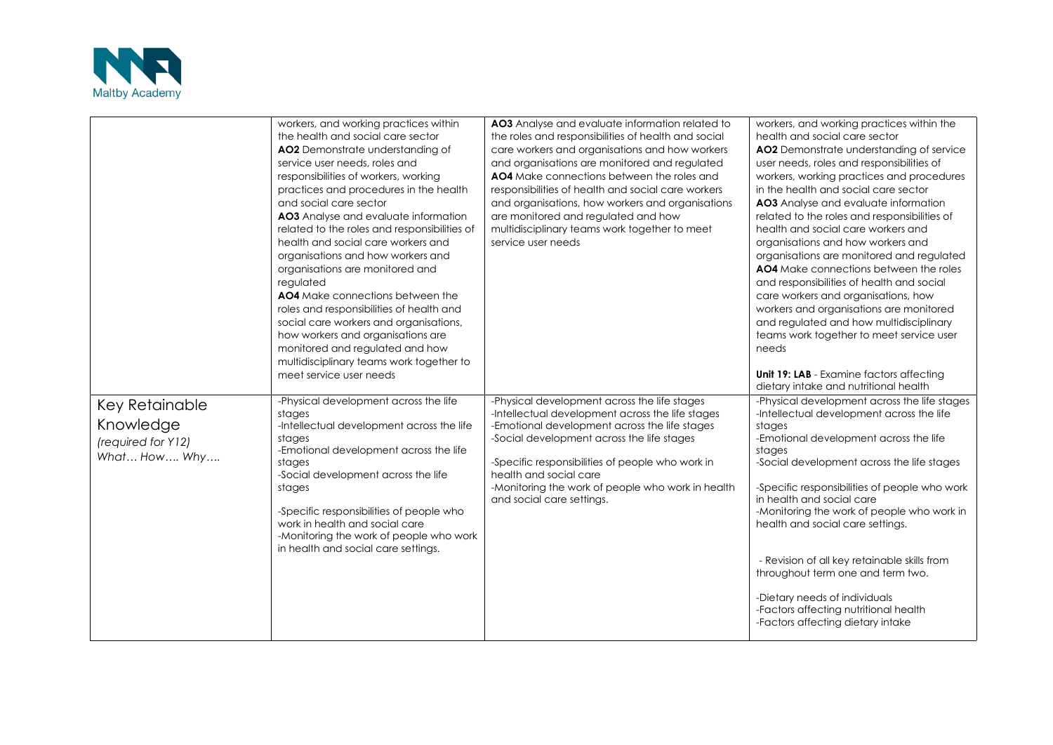| | | | |
|---|---|---|---|
| | workers, and working practices within the health and social care sector<br>**AO2** Demonstrate understanding of service user needs, roles and responsibilities of workers, working practices and procedures in the health and social care sector<br>**AO3** Analyse and evaluate information related to the roles and responsibilities of health and social care workers and organisations and how workers and organisations are monitored and regulated<br>**AO4** Make connections between the roles and responsibilities of health and social care workers and organisations, how workers and organisations are monitored and regulated and how multidisciplinary teams work together to meet service user needs | **AO3** Analyse and evaluate information related to the roles and responsibilities of health and social care workers and organisations and how workers and organisations are monitored and regulated<br>**AO4** Make connections between the roles and responsibilities of health and social care workers and organisations, how workers and organisations are monitored and regulated and how multidisciplinary teams work together to meet service user needs | workers, and working practices within the health and social care sector<br>**AO2** Demonstrate understanding of service user needs, roles and responsibilities of workers, working practices and procedures in the health and social care sector<br>**AO3** Analyse and evaluate information related to the roles and responsibilities of health and social care workers and organisations and how workers and organisations are monitored and regulated<br>**AO4** Make connections between the roles and responsibilities of health and social care workers and organisations, how workers and organisations are monitored and regulated and how multidisciplinary teams work together to meet service user needs<br><br>**Unit 19: LAB** - Examine factors affecting dietary intake and nutritional health |
| Key Retainable Knowledge<br>*(required for Y12)*<br>What… How…. Why…. | -Physical development across the life stages<br>-Intellectual development across the life stages<br>-Emotional development across the life stages<br>-Social development across the life stages<br><br>-Specific responsibilities of people who work in health and social care<br>-Monitoring the work of people who work in health and social care settings. | -Physical development across the life stages<br>-Intellectual development across the life stages<br>-Emotional development across the life stages<br>-Social development across the life stages<br><br>-Specific responsibilities of people who work in health and social care<br>-Monitoring the work of people who work in health and social care settings. | -Physical development across the life stages<br>-Intellectual development across the life stages<br>-Emotional development across the life stages<br>-Social development across the life stages<br><br>-Specific responsibilities of people who work in health and social care<br>-Monitoring the work of people who work in health and social care settings.<br><br>- Revision of all key retainable skills from throughout term one and term two.<br><br>-Dietary needs of individuals<br>-Factors affecting nutritional health<br>-Factors affecting dietary intake |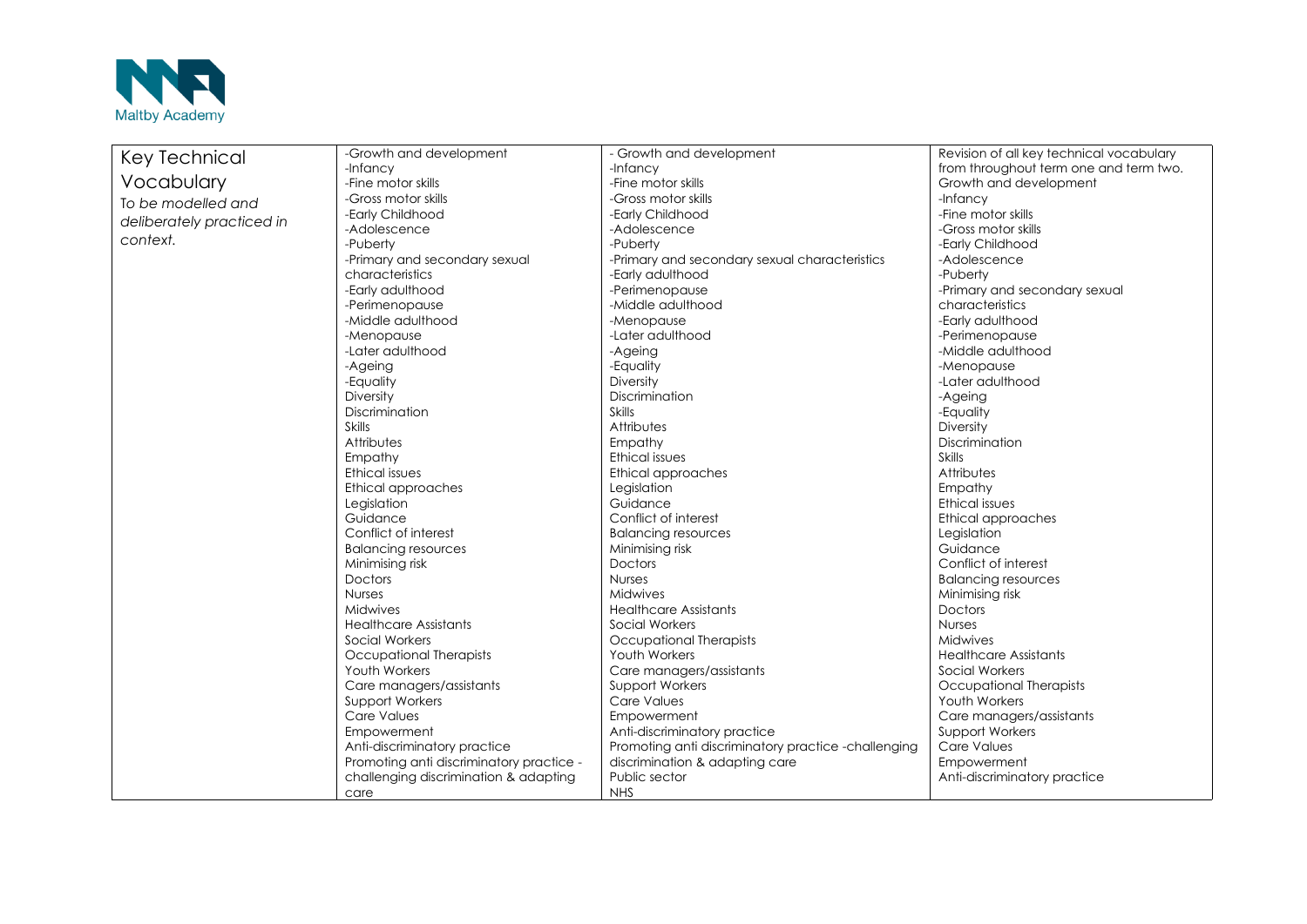| Key Technical Vocabulary *To be modelled and deliberately practiced in context.* | -Growth and development<br>-Infancy<br>-Fine motor skills<br>-Gross motor skills<br>-Early Childhood<br>-Adolescence<br>-Puberty<br>-Primary and secondary sexual characteristics<br>-Early adulthood<br>-Perimenopause<br>-Middle adulthood<br>-Menopause<br>-Later adulthood<br>-Ageing<br>-Equality<br>Diversity<br>Discrimination<br>Skills<br>Attributes<br>Empathy<br>Ethical issues<br>Ethical approaches<br>Legislation<br>Guidance<br>Conflict of interest<br>Balancing resources<br>Minimising risk<br>Doctors<br>Nurses<br>Midwives<br>Healthcare Assistants<br>Social Workers<br>Occupational Therapists<br>Youth Workers<br>Care managers/assistants<br>Support Workers<br>Care Values<br>Empowerment<br>Anti-discriminatory practice<br>Promoting anti discriminatory practice - challenging discrimination & adapting care | - Growth and development<br>-Infancy<br>-Fine motor skills<br>-Gross motor skills<br>-Early Childhood<br>-Adolescence<br>-Puberty<br>-Primary and secondary sexual characteristics<br>-Early adulthood<br>-Perimenopause<br>-Middle adulthood<br>-Menopause<br>-Later adulthood<br>-Ageing<br>-Equality<br>Diversity<br>Discrimination<br>Skills<br>Attributes<br>Empathy<br>Ethical issues<br>Ethical approaches<br>Legislation<br>Guidance<br>Conflict of interest<br>Balancing resources<br>Minimising risk<br>Doctors<br>Nurses<br>Midwives<br>Healthcare Assistants<br>Social Workers<br>Occupational Therapists<br>Youth Workers<br>Care managers/assistants<br>Support Workers<br>Care Values<br>Empowerment<br>Anti-discriminatory practice<br>Promoting anti discriminatory practice -challenging discrimination & adapting care<br>Public sector<br>NHS | Revision of all key technical vocabulary from throughout term one and term two.<br>Growth and development<br>-Infancy<br>-Fine motor skills<br>-Gross motor skills<br>-Early Childhood<br>-Adolescence<br>-Puberty<br>-Primary and secondary sexual characteristics<br>-Early adulthood<br>-Perimenopause<br>-Middle adulthood<br>-Menopause<br>-Later adulthood<br>-Ageing<br>-Equality<br>Diversity<br>Discrimination<br>Skills<br>Attributes<br>Empathy<br>Ethical issues<br>Ethical approaches<br>Legislation<br>Guidance<br>Conflict of interest<br>Balancing resources<br>Minimising risk<br>Doctors<br>Nurses<br>Midwives<br>Healthcare Assistants<br>Social Workers<br>Occupational Therapists<br>Youth Workers<br>Care managers/assistants<br>Support Workers<br>Care Values<br>Empowerment<br>Anti-discriminatory practice |
|---|---|---|---|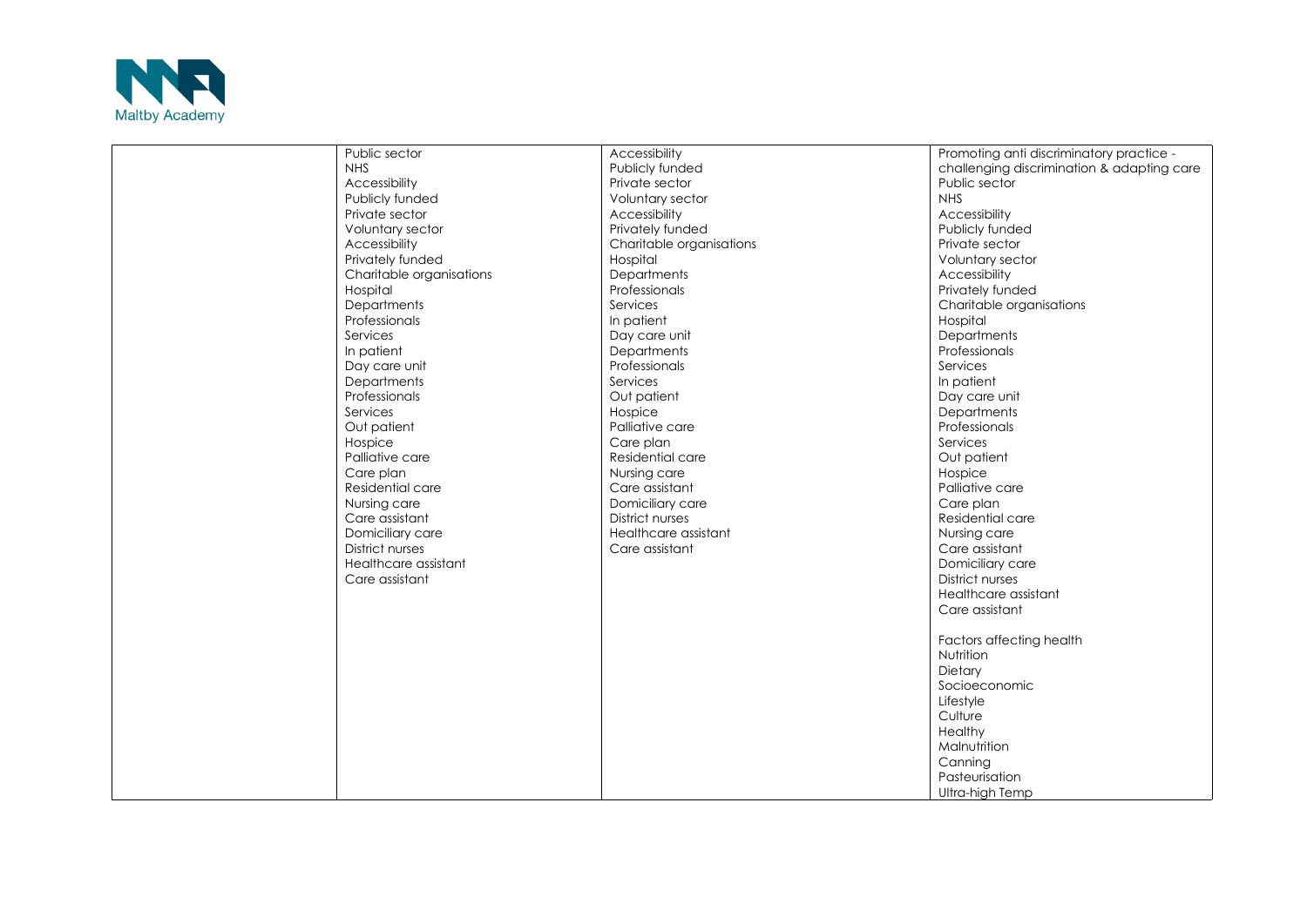| | | | |
|---|---|---|---|
| | Public sector<br>NHS<br>Accessibility<br>Publicly funded<br>Private sector<br>Voluntary sector<br>Accessibility<br>Privately funded<br>Charitable organisations<br>Hospital<br>Departments<br>Professionals<br>Services<br>In patient<br>Day care unit<br>Departments<br>Professionals<br>Services<br>Out patient<br>Hospice<br>Palliative care<br>Care plan<br>Residential care<br>Nursing care<br>Care assistant<br>Domiciliary care<br>District nurses<br>Healthcare assistant<br>Care assistant | Accessibility<br>Publicly funded<br>Private sector<br>Voluntary sector<br>Accessibility<br>Privately funded<br>Charitable organisations<br>Hospital<br>Departments<br>Professionals<br>Services<br>In patient<br>Day care unit<br>Departments<br>Professionals<br>Services<br>Out patient<br>Hospice<br>Palliative care<br>Care plan<br>Residential care<br>Nursing care<br>Care assistant<br>Domiciliary care<br>District nurses<br>Healthcare assistant<br>Care assistant | Promoting anti discriminatory practice - challenging discrimination & adapting care<br>Public sector<br>NHS<br>Accessibility<br>Publicly funded<br>Private sector<br>Voluntary sector<br>Accessibility<br>Privately funded<br>Charitable organisations<br>Hospital<br>Departments<br>Professionals<br>Services<br>In patient<br>Day care unit<br>Departments<br>Professionals<br>Services<br>Out patient<br>Hospice<br>Palliative care<br>Care plan<br>Residential care<br>Nursing care<br>Care assistant<br>Domiciliary care<br>District nurses<br>Healthcare assistant<br>Care assistant<br><br>Factors affecting health<br>Nutrition<br>Dietary<br>Socioeconomic<br>Lifestyle<br>Culture<br>Healthy<br>Malnutrition<br>Canning<br>Pasteurisation<br>Ultra-high Temp |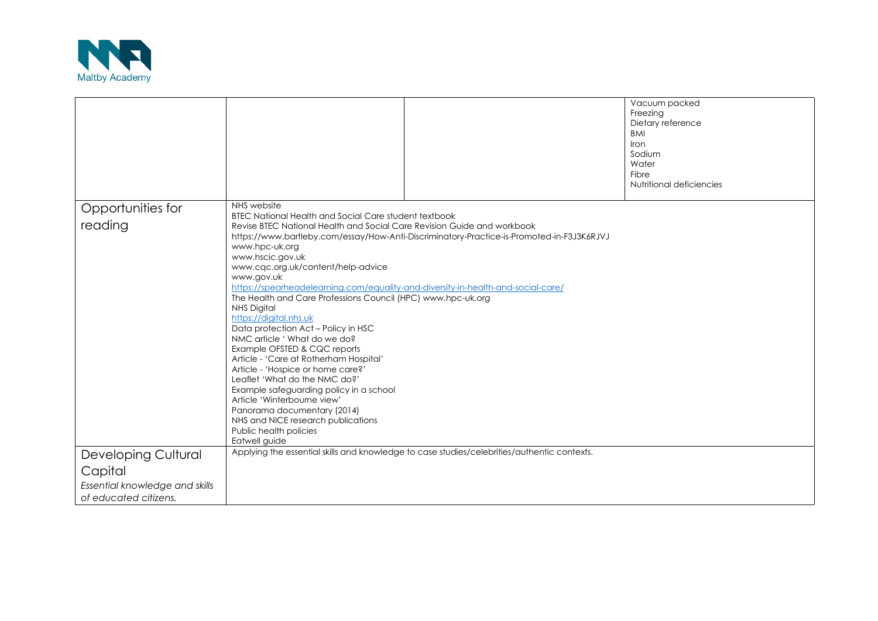| | | | |
|---|---|---|---|
| | | | Vacuum packed<br>Freezing<br>Dietary reference<br>BMI<br>Iron<br>Sodium<br>Water<br>Fibre<br>Nutritional deficiencies |
| Opportunities for reading | NHS website<br>BTEC National Health and Social Care student textbook<br>Revise BTEC National Health and Social Care Revision Guide and workbook<br>https://www.bartleby.com/essay/How-Anti-Discriminatory-Practice-is-Promoted-in-F3J3K6RJVJ<br>www.hpc-uk.org<br>www.hscic.gov.uk<br>www.cqc.org.uk/content/help-advice<br>www.gov.uk<br>https://spearheadelearning.com/equality-and-diversity-in-health-and-social-care/<br>The Health and Care Professions Council (HPC) www.hpc-uk.org<br>NHS Digital<br>https://digital.nhs.uk<br>Data protection Act – Policy in HSC<br>NMC article ' What do we do?<br>Example OFSTED & CQC reports<br>Article - 'Care at Rotherham Hospital'<br>Article - 'Hospice or home care?'<br>Leaflet 'What do the NMC do?'<br>Example safeguarding policy in a school<br>Article 'Winterbourne view'<br>Panorama documentary (2014)<br>NHS and NICE research publications<br>Public health policies<br>Eatwell guide | | |
| Developing Cultural Capital<br>*Essential knowledge and skills of educated citizens.* | Applying the essential skills and knowledge to case studies/celebrities/authentic contexts. | | |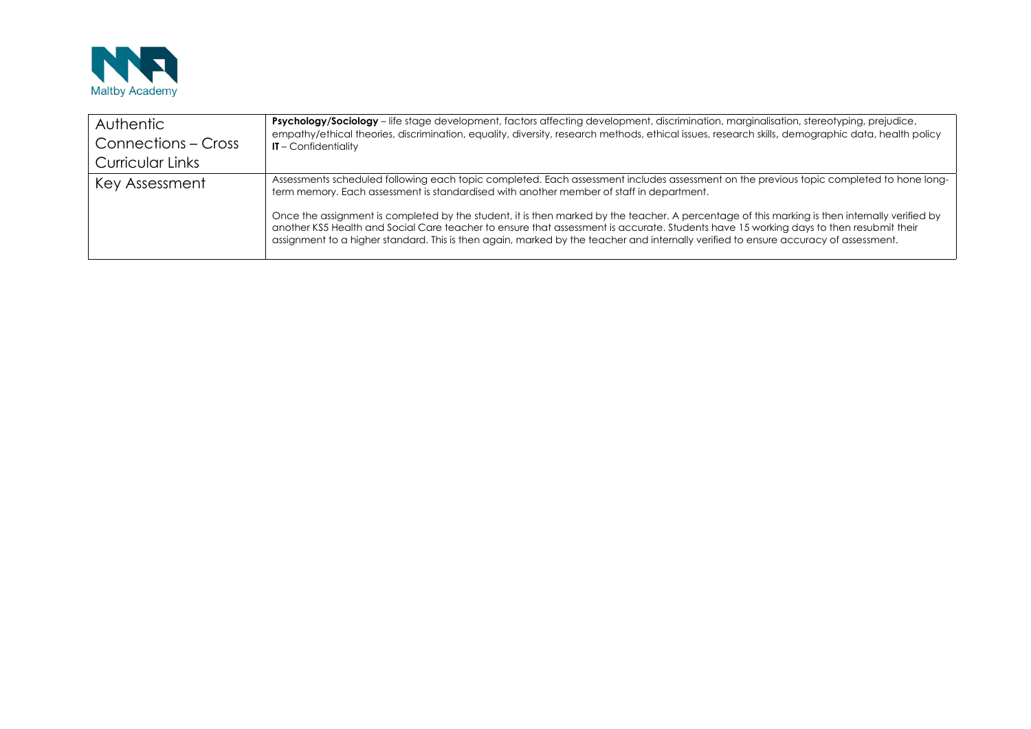| | |
|---|---|
| Authentic Connections – Cross Curricular Links | **Psychology/Sociology** – life stage development, factors affecting development, discrimination, marginalisation, stereotyping, prejudice, empathy/ethical theories, discrimination, equality, diversity, research methods, ethical issues, research skills, demographic data, health policy<br>**IT** – Confidentiality |
| Key Assessment | Assessments scheduled following each topic completed. Each assessment includes assessment on the previous topic completed to hone long-term memory. Each assessment is standardised with another member of staff in department.<br><br>Once the assignment is completed by the student, it is then marked by the teacher. A percentage of this marking is then internally verified by another KS5 Health and Social Care teacher to ensure that assessment is accurate. Students have 15 working days to then resubmit their assignment to a higher standard. This is then again, marked by the teacher and internally verified to ensure accuracy of assessment. |